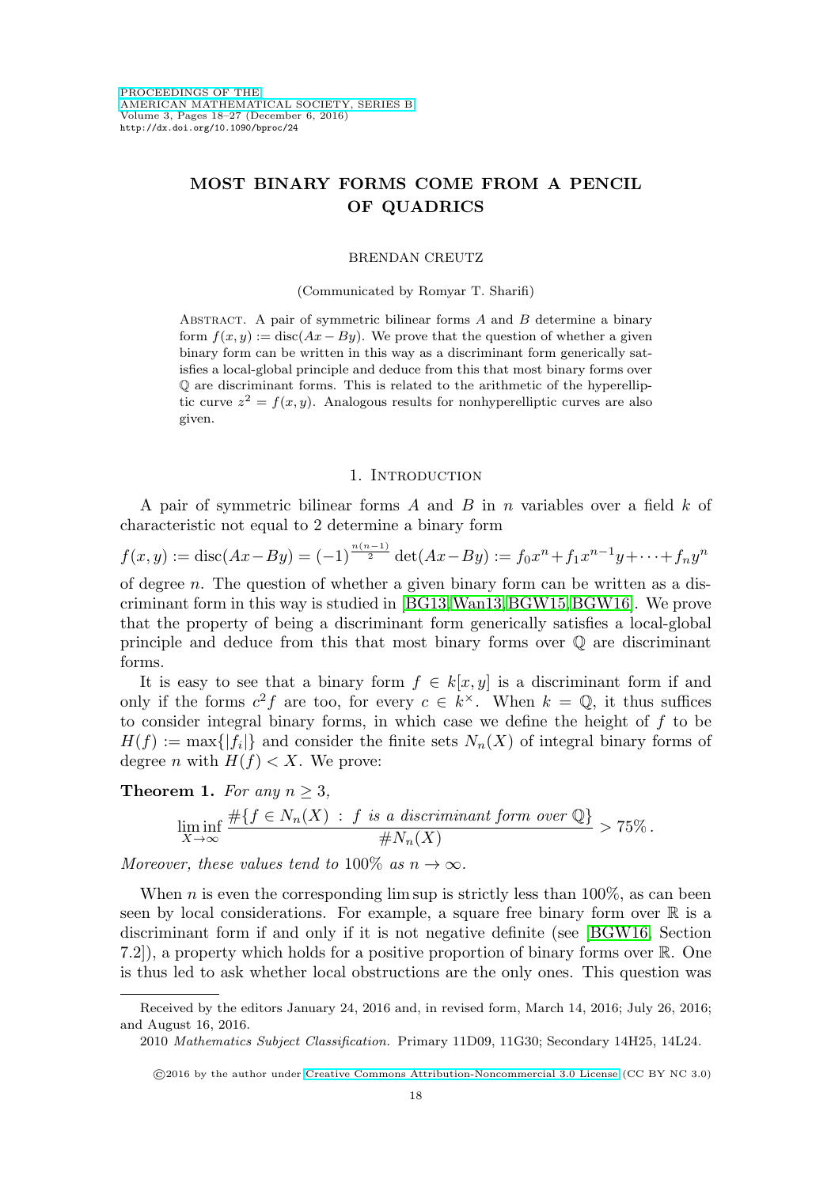# MOST BINARY FORMS COME FROM A PENCIL OF QUADRICS

BRENDAN CREUTZ

(Communicated by Romyar T. Sharifi)

Abstract. A pair of symmetric bilinear forms $A$ and $B$ determine a binary form $f(x, y) := \operatorname{disc}(Ax - By)$. We prove that the question of whether a given binary form can be written in this way as a discriminant form generically satisfies a local-global principle and deduce from this that most binary forms over $\mathbb{Q}$ are discriminant forms. This is related to the arithmetic of the hyperelliptic curve $z^2 = f(x, y)$. Analogous results for nonhyperelliptic curves are also given.

## 1. Introduction

A pair of symmetric bilinear forms $A$ and $B$ in $n$ variables over a field $k$ of characteristic not equal to 2 determine a binary form

$$f(x, y) := \operatorname{disc}(Ax - By) = (-1)^{\frac{n(n-1)}{2}} \det(Ax - By) := f_0x^n + f_1x^{n-1}y + \cdots + f_ny^n$$

of degree $n$. The question of whether a given binary form can be written as a discriminant form in this way is studied in [BG13, Wan13, BGW15, BGW16]. We prove that the property of being a discriminant form generically satisfies a local-global principle and deduce from this that most binary forms over $\mathbb{Q}$ are discriminant forms.

It is easy to see that a binary form $f \in k[x, y]$ is a discriminant form if and only if the forms $c^2 f$ are too, for every $c \in k^\times$. When $k = \mathbb{Q}$, it thus suffices to consider integral binary forms, in which case we define the height of $f$ to be $H(f) := \max\{|f_i|\}$ and consider the finite sets $N_n(X)$ of integral binary forms of degree $n$ with $H(f) < X$. We prove:

**Theorem 1.** *For any $n \geq 3$,*

$$\liminf_{X\to\infty} \frac{\#\{f \in N_n(X) \ : \ f \text{ is a discriminant form over } \mathbb{Q}\}}{\#N_n(X)} > 75\% \,.$$

*Moreover, these values tend to 100% as $n \to \infty$.*

When $n$ is even the corresponding lim sup is strictly less than 100%, as can been seen by local considerations. For example, a square free binary form over $\mathbb{R}$ is a discriminant form if and only if it is not negative definite (see [BGW16, Section 7.2]), a property which holds for a positive proportion of binary forms over $\mathbb{R}$. One is thus led to ask whether local obstructions are the only ones. This question was

---

Received by the editors January 24, 2016 and, in revised form, March 14, 2016; July 26, 2016; and August 16, 2016.

2010 *Mathematics Subject Classification.* Primary 11D09, 11G30; Secondary 14H25, 14L24.

©2016 by the author under Creative Commons Attribution-Noncommercial 3.0 License (CC BY NC 3.0)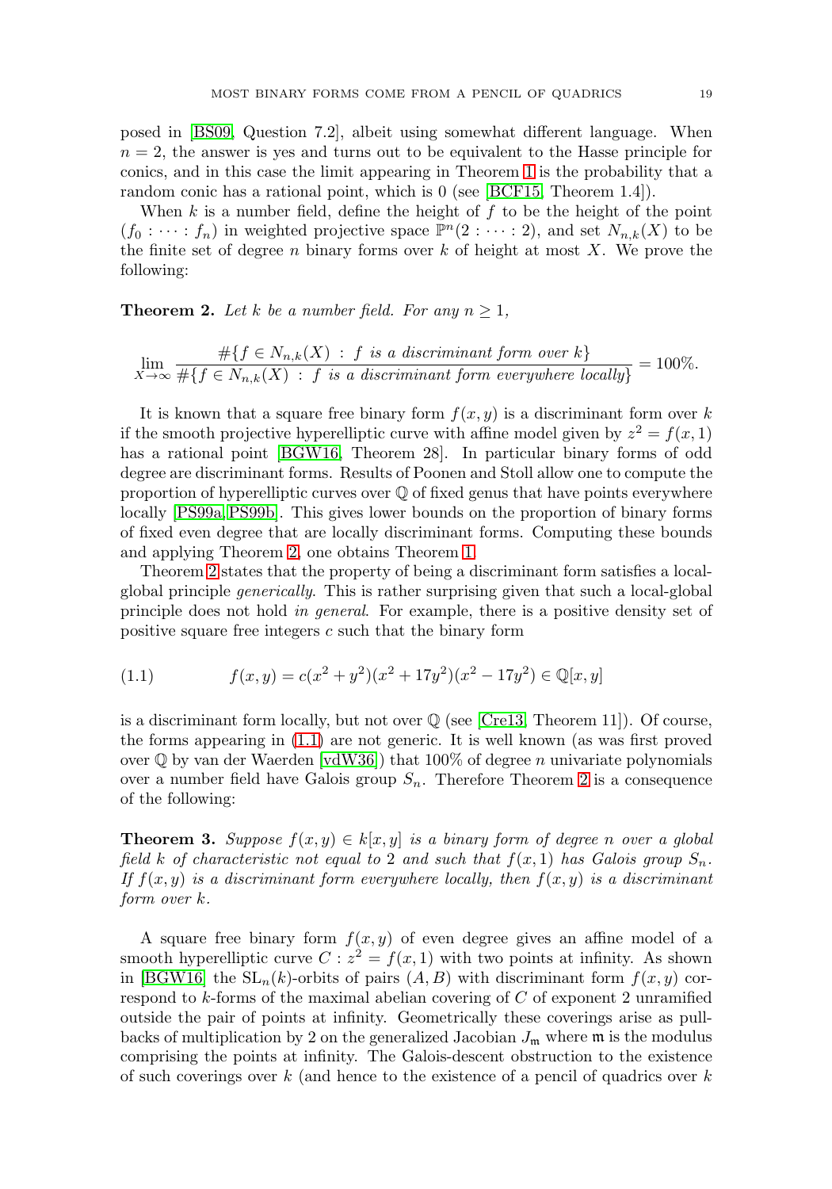posed in [BS09, Question 7.2], albeit using somewhat different language. When $n = 2$, the answer is yes and turns out to be equivalent to the Hasse principle for conics, and in this case the limit appearing in Theorem 1 is the probability that a random conic has a rational point, which is 0 (see [BCF15, Theorem 1.4]).

When $k$ is a number field, define the height of $f$ to be the height of the point $(f_0 : \cdots : f_n)$ in weighted projective space $\mathbb{P}^n(2 : \cdots : 2)$, and set $N_{n,k}(X)$ to be the finite set of degree $n$ binary forms over $k$ of height at most $X$. We prove the following:

**Theorem 2.** *Let $k$ be a number field. For any $n \geq 1$,*

$$\lim_{X\to\infty} \frac{\#\{f \in N_{n,k}(X) \;:\; f \text{ is a discriminant form over } k\}}{\#\{f \in N_{n,k}(X) \;:\; f \text{ is a discriminant form everywhere locally}\}} = 100\%.$$

It is known that a square free binary form $f(x, y)$ is a discriminant form over $k$ if the smooth projective hyperelliptic curve with affine model given by $z^2 = f(x, 1)$ has a rational point [BGW16, Theorem 28]. In particular binary forms of odd degree are discriminant forms. Results of Poonen and Stoll allow one to compute the proportion of hyperelliptic curves over $\mathbb{Q}$ of fixed genus that have points everywhere locally [PS99a, PS99b]. This gives lower bounds on the proportion of binary forms of fixed even degree that are locally discriminant forms. Computing these bounds and applying Theorem 2, one obtains Theorem 1.

Theorem 2 states that the property of being a discriminant form satisfies a local-global principle *generically*. This is rather surprising given that such a local-global principle does not hold *in general*. For example, there is a positive density set of positive square free integers $c$ such that the binary form

$$f(x, y) = c(x^2 + y^2)(x^2 + 17y^2)(x^2 - 17y^2) \in \mathbb{Q}[x, y] \tag{1.1}$$

is a discriminant form locally, but not over $\mathbb{Q}$ (see [Cre13, Theorem 11]). Of course, the forms appearing in (1.1) are not generic. It is well known (as was first proved over $\mathbb{Q}$ by van der Waerden [vdW36]) that 100% of degree $n$ univariate polynomials over a number field have Galois group $S_n$. Therefore Theorem 2 is a consequence of the following:

**Theorem 3.** *Suppose $f(x, y) \in k[x, y]$ is a binary form of degree $n$ over a global field $k$ of characteristic not equal to 2 and such that $f(x, 1)$ has Galois group $S_n$. If $f(x, y)$ is a discriminant form everywhere locally, then $f(x, y)$ is a discriminant form over $k$.*

A square free binary form $f(x, y)$ of even degree gives an affine model of a smooth hyperelliptic curve $C : z^2 = f(x, 1)$ with two points at infinity. As shown in [BGW16] the $\mathrm{SL}_n(k)$-orbits of pairs $(A, B)$ with discriminant form $f(x, y)$ correspond to $k$-forms of the maximal abelian covering of $C$ of exponent 2 unramified outside the pair of points at infinity. Geometrically these coverings arise as pullbacks of multiplication by 2 on the generalized Jacobian $J_{\mathfrak{m}}$ where $\mathfrak{m}$ is the modulus comprising the points at infinity. The Galois-descent obstruction to the existence of such coverings over $k$ (and hence to the existence of a pencil of quadrics over $k$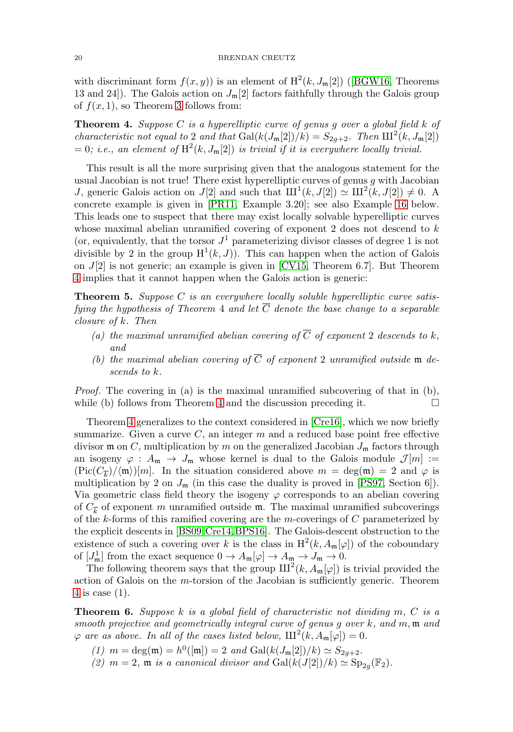with discriminant form $f(x, y)$) is an element of $\mathrm{H}^2(k, J_\mathfrak{m}[2])$ ([BGW16, Theorems 13 and 24]). The Galois action on $J_\mathfrak{m}[2]$ factors faithfully through the Galois group of $f(x, 1)$, so Theorem 3 follows from:

**Theorem 4.** *Suppose $C$ is a hyperelliptic curve of genus $g$ over a global field $k$ of characteristic not equal to 2 and that $\mathrm{Gal}(k(J_\mathfrak{m}[2])/k) = S_{2g+2}$. Then $\text{Ш}^2(k, J_\mathfrak{m}[2]) = 0$; i.e., an element of $\mathrm{H}^2(k, J_\mathfrak{m}[2])$ is trivial if it is everywhere locally trivial.*

This result is all the more surprising given that the analogous statement for the usual Jacobian is not true! There exist hyperelliptic curves of genus $g$ with Jacobian $J$, generic Galois action on $J[2]$ and such that $\text{Ш}^1(k, J[2]) \simeq \text{Ш}^2(k, J[2]) \neq 0$. A concrete example is given in [PR11, Example 3.20]; see also Example 16 below. This leads one to suspect that there may exist locally solvable hyperelliptic curves whose maximal abelian unramified covering of exponent 2 does not descend to $k$ (or, equivalently, that the torsor $J^1$ parameterizing divisor classes of degree 1 is not divisible by 2 in the group $\mathrm{H}^1(k, J)$). This can happen when the action of Galois on $J[2]$ is not generic; an example is given in [CV15, Theorem 6.7]. But Theorem 4 implies that it cannot happen when the Galois action is generic:

**Theorem 5.** *Suppose $C$ is an everywhere locally soluble hyperelliptic curve satisfying the hypothesis of Theorem 4 and let $\overline{C}$ denote the base change to a separable closure of $k$. Then*

*(a) the maximal unramified abelian covering of $\overline{C}$ of exponent 2 descends to $k$, and*

*(b) the maximal abelian covering of $\overline{C}$ of exponent 2 unramified outside $\mathfrak{m}$ descends to $k$.*

*Proof.* The covering in (a) is the maximal unramified subcovering of that in (b), while (b) follows from Theorem 4 and the discussion preceding it. □

Theorem 4 generalizes to the context considered in [Cre16], which we now briefly summarize. Given a curve $C$, an integer $m$ and a reduced base point free effective divisor $\mathfrak{m}$ on $C$, multiplication by $m$ on the generalized Jacobian $J_\mathfrak{m}$ factors through an isogeny $\varphi : A_\mathfrak{m} \to J_\mathfrak{m}$ whose kernel is dual to the Galois module $\mathcal{J}[m] := (\mathrm{Pic}(C_{\overline{k}})/\langle \mathfrak{m} \rangle)[m]$. In the situation considered above $m = \deg(\mathfrak{m}) = 2$ and $\varphi$ is multiplication by 2 on $J_\mathfrak{m}$ (in this case the duality is proved in [PS97, Section 6]). Via geometric class field theory the isogeny $\varphi$ corresponds to an abelian covering of $C_{\overline{k}}$ of exponent $m$ unramified outside $\mathfrak{m}$. The maximal unramified subcoverings of the $k$-forms of this ramified covering are the $m$-coverings of $C$ parameterized by the explicit descents in [BS09, Cre14, BPS16]. The Galois-descent obstruction to the existence of such a covering over $k$ is the class in $\mathrm{H}^2(k, A_\mathfrak{m}[\varphi])$ of the coboundary of $[J^1_\mathfrak{m}]$ from the exact sequence $0 \to A_\mathfrak{m}[\varphi] \to A_\mathfrak{m} \to J_\mathfrak{m} \to 0$.

The following theorem says that the group $\text{Ш}^2(k, A_\mathfrak{m}[\varphi])$ is trivial provided the action of Galois on the $m$-torsion of the Jacobian is sufficiently generic. Theorem 4 is case (1).

**Theorem 6.** *Suppose $k$ is a global field of characteristic not dividing $m$, $C$ is a smooth projective and geometrically integral curve of genus $g$ over $k$, and $m, \mathfrak{m}$ and $\varphi$ are as above. In all of the cases listed below, $\text{Ш}^2(k, A_\mathfrak{m}[\varphi]) = 0$.*

*(1) $m = \deg(\mathfrak{m}) = h^0([\mathfrak{m}]) = 2$ and $\mathrm{Gal}(k(J_\mathfrak{m}[2])/k) \simeq S_{2g+2}$.*

*(2) $m = 2$, $\mathfrak{m}$ is a canonical divisor and $\mathrm{Gal}(k(J[2])/k) \simeq \mathrm{Sp}_{2g}(\mathbb{F}_2)$.*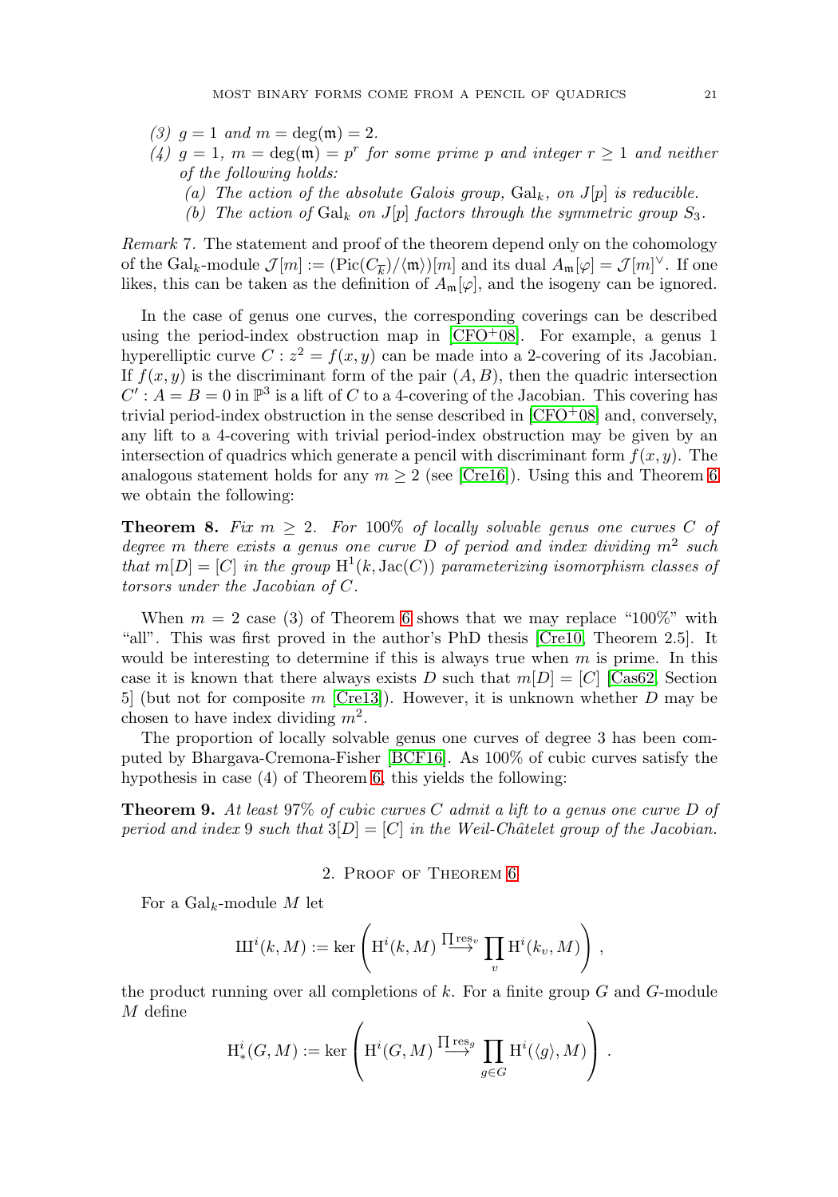(3) $g = 1$ and $m = \deg(\mathfrak{m}) = 2$.

(4) $g = 1$, $m = \deg(\mathfrak{m}) = p^r$ for some prime $p$ and integer $r \geq 1$ and neither of the following holds:

  (a) The action of the absolute Galois group, $\mathrm{Gal}_k$, on $J[p]$ is reducible.

  (b) The action of $\mathrm{Gal}_k$ on $J[p]$ factors through the symmetric group $S_3$.

*Remark* 7. The statement and proof of the theorem depend only on the cohomology of the $\mathrm{Gal}_k$-module $\mathcal{J}[m] := (\mathrm{Pic}(C_{\overline{k}})/\langle \mathfrak{m} \rangle)[m]$ and its dual $A_\mathfrak{m}[\varphi] = \mathcal{J}[m]^\vee$. If one likes, this can be taken as the definition of $A_\mathfrak{m}[\varphi]$, and the isogeny can be ignored.

In the case of genus one curves, the corresponding coverings can be described using the period-index obstruction map in [CFO+08]. For example, a genus 1 hyperelliptic curve $C : z^2 = f(x, y)$ can be made into a 2-covering of its Jacobian. If $f(x, y)$ is the discriminant form of the pair $(A, B)$, then the quadric intersection $C' : A = B = 0$ in $\mathbb{P}^3$ is a lift of $C$ to a 4-covering of the Jacobian. This covering has trivial period-index obstruction in the sense described in [CFO+08] and, conversely, any lift to a 4-covering with trivial period-index obstruction may be given by an intersection of quadrics which generate a pencil with discriminant form $f(x, y)$. The analogous statement holds for any $m \geq 2$ (see [Cre16]). Using this and Theorem 6 we obtain the following:

**Theorem 8.** *Fix $m \geq 2$. For 100% of locally solvable genus one curves $C$ of degree $m$ there exists a genus one curve $D$ of period and index dividing $m^2$ such that $m[D] = [C]$ in the group $\mathrm{H}^1(k, \mathrm{Jac}(C))$ parameterizing isomorphism classes of torsors under the Jacobian of $C$.*

When $m = 2$ case (3) of Theorem 6 shows that we may replace "100%" with "all". This was first proved in the author's PhD thesis [Cre10, Theorem 2.5]. It would be interesting to determine if this is always true when $m$ is prime. In this case it is known that there always exists $D$ such that $m[D] = [C]$ [Cas62, Section 5] (but not for composite $m$ [Cre13]). However, it is unknown whether $D$ may be chosen to have index dividing $m^2$.

The proportion of locally solvable genus one curves of degree 3 has been computed by Bhargava-Cremona-Fisher [BCF16]. As 100% of cubic curves satisfy the hypothesis in case (4) of Theorem 6, this yields the following:

**Theorem 9.** *At least 97% of cubic curves $C$ admit a lift to a genus one curve $D$ of period and index 9 such that $3[D] = [C]$ in the Weil-Châtelet group of the Jacobian.*

## 2. Proof of Theorem 6

For a $\mathrm{Gal}_k$-module $M$ let

$$Ш^i(k, M) := \ker \left( \mathrm{H}^i(k, M) \xrightarrow{\prod \mathrm{res}_v} \prod_v \mathrm{H}^i(k_v, M) \right),$$

the product running over all completions of $k$. For a finite group $G$ and $G$-module $M$ define

$$\mathrm{H}^i_*(G, M) := \ker \left( \mathrm{H}^i(G, M) \xrightarrow{\prod \mathrm{res}_g} \prod_{g \in G} \mathrm{H}^i(\langle g \rangle, M) \right).$$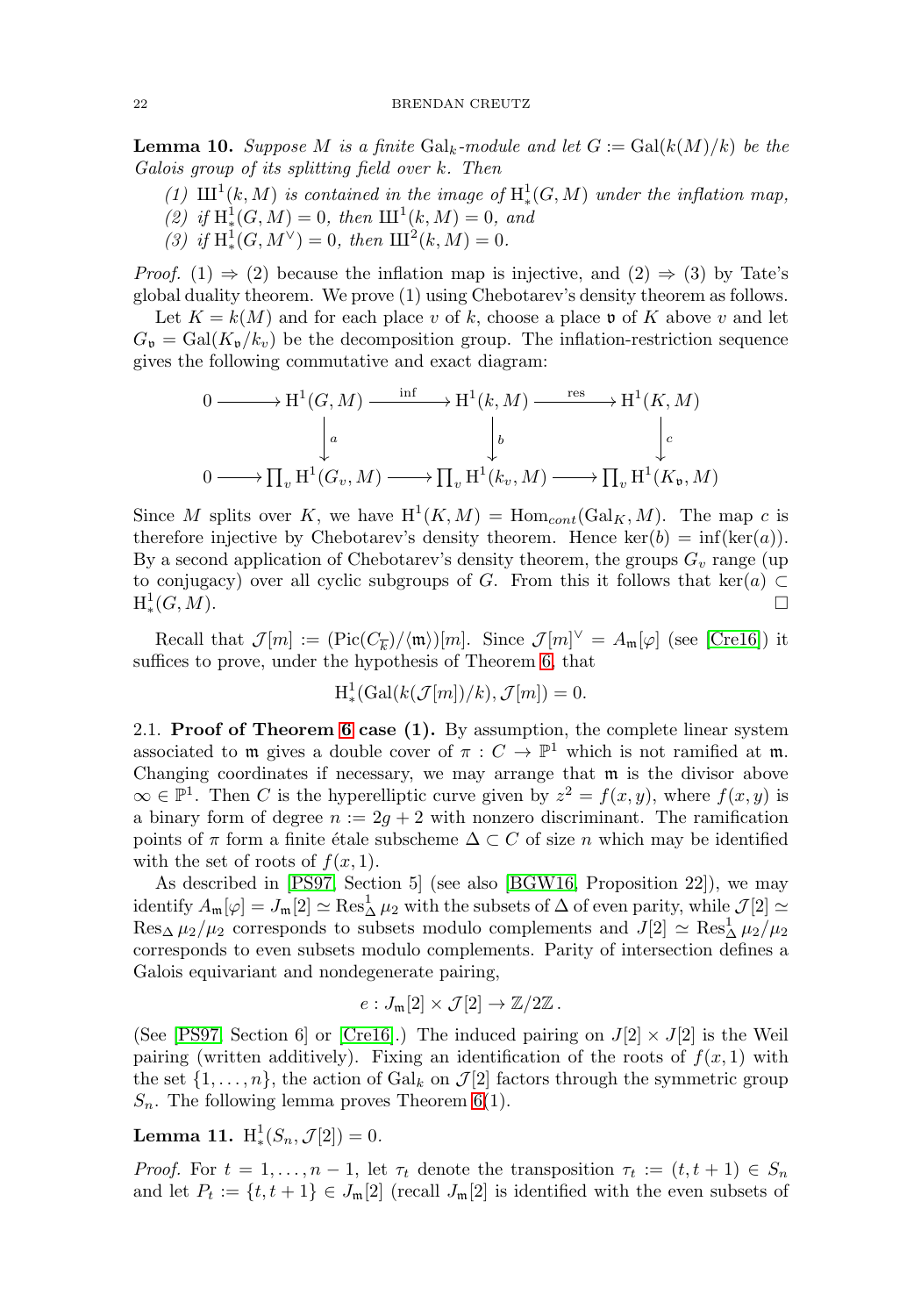**Lemma 10.** *Suppose $M$ is a finite $\mathrm{Gal}_k$-module and let $G := \mathrm{Gal}(k(M)/k)$ be the Galois group of its splitting field over $k$. Then*

*(1) $Ш^1(k, M)$ is contained in the image of $\mathrm{H}^1_*(G, M)$ under the inflation map,*
*(2) if $\mathrm{H}^1_*(G, M) = 0$, then $Ш^1(k, M) = 0$, and*
*(3) if $\mathrm{H}^1_*(G, M^\vee) = 0$, then $Ш^2(k, M) = 0$.*

*Proof.* (1) $\Rightarrow$ (2) because the inflation map is injective, and (2) $\Rightarrow$ (3) by Tate's global duality theorem. We prove (1) using Chebotarev's density theorem as follows.

Let $K = k(M)$ and for each place $v$ of $k$, choose a place $\mathfrak{v}$ of $K$ above $v$ and let $G_\mathfrak{v} = \mathrm{Gal}(K_\mathfrak{v}/k_v)$ be the decomposition group. The inflation-restriction sequence gives the following commutative and exact diagram:

$$\begin{array}{ccccccc}
0 \longrightarrow & \mathrm{H}^1(G, M) & \xrightarrow{\text{inf}} & \mathrm{H}^1(k, M) & \xrightarrow{\text{res}} & \mathrm{H}^1(K, M) \\
& \downarrow a & & \downarrow b & & \downarrow c \\
0 \longrightarrow & \prod_v \mathrm{H}^1(G_v, M) & \longrightarrow & \prod_v \mathrm{H}^1(k_v, M) & \longrightarrow & \prod_v \mathrm{H}^1(K_\mathfrak{v}, M)
\end{array}$$

Since $M$ splits over $K$, we have $\mathrm{H}^1(K, M) = \mathrm{Hom}_{cont}(\mathrm{Gal}_K, M)$. The map $c$ is therefore injective by Chebotarev's density theorem. Hence $\ker(b) = \inf(\ker(a))$. By a second application of Chebotarev's density theorem, the groups $G_v$ range (up to conjugacy) over all cyclic subgroups of $G$. From this it follows that $\ker(a) \subset \mathrm{H}^1_*(G, M)$. $\square$

Recall that $\mathcal{J}[m] := (\mathrm{Pic}(C_{\overline{k}})/\langle \mathfrak{m} \rangle)[m]$. Since $\mathcal{J}[m]^\vee = A_\mathfrak{m}[\varphi]$ (see [Cre16]) it suffices to prove, under the hypothesis of Theorem 6, that

$$\mathrm{H}^1_*(\mathrm{Gal}(k(\mathcal{J}[m])/k), \mathcal{J}[m]) = 0.$$

### 2.1. Proof of Theorem 6 case (1).

By assumption, the complete linear system associated to $\mathfrak{m}$ gives a double cover of $\pi : C \to \mathbb{P}^1$ which is not ramified at $\mathfrak{m}$. Changing coordinates if necessary, we may arrange that $\mathfrak{m}$ is the divisor above $\infty \in \mathbb{P}^1$. Then $C$ is the hyperelliptic curve given by $z^2 = f(x, y)$, where $f(x, y)$ is a binary form of degree $n := 2g + 2$ with nonzero discriminant. The ramification points of $\pi$ form a finite étale subscheme $\Delta \subset C$ of size $n$ which may be identified with the set of roots of $f(x, 1)$.

As described in [PS97, Section 5] (see also [BGW16, Proposition 22]), we may identify $A_\mathfrak{m}[\varphi] = J_\mathfrak{m}[2] \simeq \mathrm{Res}^1_\Delta \mu_2$ with the subsets of $\Delta$ of even parity, while $\mathcal{J}[2] \simeq \mathrm{Res}_\Delta \mu_2/\mu_2$ corresponds to subsets modulo complements and $J[2] \simeq \mathrm{Res}^1_\Delta \mu_2/\mu_2$ corresponds to even subsets modulo complements. Parity of intersection defines a Galois equivariant and nondegenerate pairing,

$$e : J_\mathfrak{m}[2] \times \mathcal{J}[2] \to \mathbb{Z}/2\mathbb{Z}\,.$$

(See [PS97, Section 6] or [Cre16].) The induced pairing on $J[2] \times J[2]$ is the Weil pairing (written additively). Fixing an identification of the roots of $f(x, 1)$ with the set $\{1, \dots, n\}$, the action of $\mathrm{Gal}_k$ on $\mathcal{J}[2]$ factors through the symmetric group $S_n$. The following lemma proves Theorem 6(1).

**Lemma 11.** $\mathrm{H}^1_*(S_n, \mathcal{J}[2]) = 0$.

*Proof.* For $t = 1, \dots, n - 1$, let $\tau_t$ denote the transposition $\tau_t := (t, t+1) \in S_n$ and let $P_t := \{t, t+1\} \in J_\mathfrak{m}[2]$ (recall $J_\mathfrak{m}[2]$ is identified with the even subsets of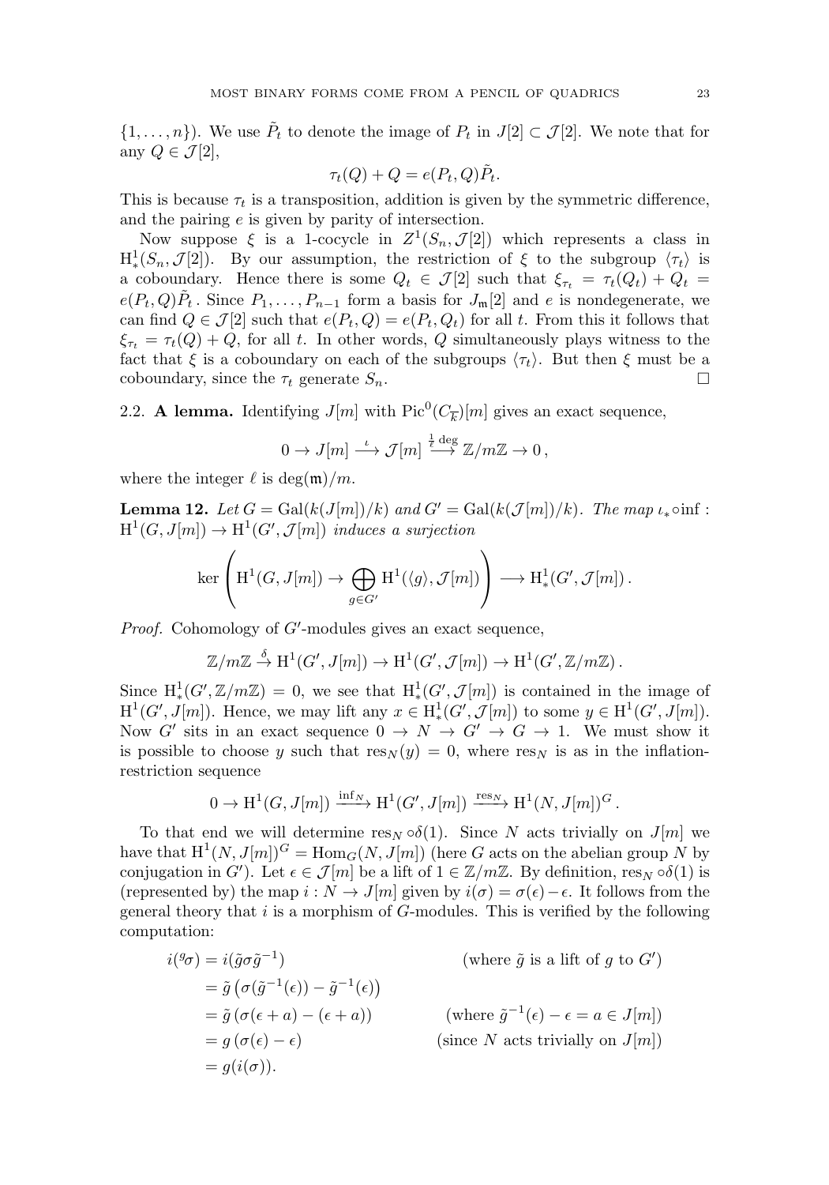$\{1, \ldots, n\}$). We use $\tilde{P}_t$ to denote the image of $P_t$ in $J[2] \subset \mathcal{J}[2]$. We note that for any $Q \in \mathcal{J}[2]$,

$$\tau_t(Q) + Q = e(P_t, Q)\tilde{P}_t.$$

This is because $\tau_t$ is a transposition, addition is given by the symmetric difference, and the pairing $e$ is given by parity of intersection.

Now suppose $\xi$ is a 1-cocycle in $Z^1(S_n, \mathcal{J}[2])$ which represents a class in $\mathrm{H}^1_*(S_n, \mathcal{J}[2])$. By our assumption, the restriction of $\xi$ to the subgroup $\langle \tau_t \rangle$ is a coboundary. Hence there is some $Q_t \in \mathcal{J}[2]$ such that $\xi_{\tau_t} = \tau_t(Q_t) + Q_t = e(P_t, Q)\tilde{P}_t$. Since $P_1, \ldots, P_{n-1}$ form a basis for $J_{\mathfrak{m}}[2]$ and $e$ is nondegenerate, we can find $Q \in \mathcal{J}[2]$ such that $e(P_t, Q) = e(P_t, Q_t)$ for all $t$. From this it follows that $\xi_{\tau_t} = \tau_t(Q) + Q$, for all $t$. In other words, $Q$ simultaneously plays witness to the fact that $\xi$ is a coboundary on each of the subgroups $\langle \tau_t \rangle$. But then $\xi$ must be a coboundary, since the $\tau_t$ generate $S_n$. $\square$

2.2. **A lemma.** Identifying $J[m]$ with $\mathrm{Pic}^0(C_{\overline{k}})[m]$ gives an exact sequence,

$$0 \to J[m] \xrightarrow{\iota} \mathcal{J}[m] \xrightarrow{\frac{1}{\ell}\deg} \mathbb{Z}/m\mathbb{Z} \to 0\,,$$

where the integer $\ell$ is $\deg(\mathfrak{m})/m$.

**Lemma 12.** *Let $G = \mathrm{Gal}(k(J[m])/k)$ and $G' = \mathrm{Gal}(k(\mathcal{J}[m])/k)$. The map $\iota_* \circ \inf : \mathrm{H}^1(G, J[m]) \to \mathrm{H}^1(G', \mathcal{J}[m])$ induces a surjection*

$$\ker\left(\mathrm{H}^1(G, J[m]) \to \bigoplus_{g \in G'} \mathrm{H}^1(\langle g \rangle, \mathcal{J}[m])\right) \longrightarrow \mathrm{H}^1_*(G', \mathcal{J}[m])\,.$$

*Proof.* Cohomology of $G'$-modules gives an exact sequence,

$$\mathbb{Z}/m\mathbb{Z} \xrightarrow{\delta} \mathrm{H}^1(G', J[m]) \to \mathrm{H}^1(G', \mathcal{J}[m]) \to \mathrm{H}^1(G', \mathbb{Z}/m\mathbb{Z})\,.$$

Since $\mathrm{H}^1_*(G', \mathbb{Z}/m\mathbb{Z}) = 0$, we see that $\mathrm{H}^1_*(G', \mathcal{J}[m])$ is contained in the image of $\mathrm{H}^1(G', J[m])$. Hence, we may lift any $x \in \mathrm{H}^1_*(G', \mathcal{J}[m])$ to some $y \in \mathrm{H}^1(G', J[m])$. Now $G'$ sits in an exact sequence $0 \to N \to G' \to G \to 1$. We must show it is possible to choose $y$ such that $\mathrm{res}_N(y) = 0$, where $\mathrm{res}_N$ is as in the inflation-restriction sequence

$$0 \to \mathrm{H}^1(G, J[m]) \xrightarrow{\inf_N} \mathrm{H}^1(G', J[m]) \xrightarrow{\mathrm{res}_N} \mathrm{H}^1(N, J[m])^G\,.$$

To that end we will determine $\mathrm{res}_N \circ \delta(1)$. Since $N$ acts trivially on $J[m]$ we have that $\mathrm{H}^1(N, J[m])^G = \mathrm{Hom}_G(N, J[m])$ (here $G$ acts on the abelian group $N$ by conjugation in $G'$). Let $\epsilon \in \mathcal{J}[m]$ be a lift of $1 \in \mathbb{Z}/m\mathbb{Z}$. By definition, $\mathrm{res}_N \circ \delta(1)$ is (represented by) the map $i : N \to J[m]$ given by $i(\sigma) = \sigma(\epsilon) - \epsilon$. It follows from the general theory that $i$ is a morphism of $G$-modules. This is verified by the following computation:

$$\begin{aligned}
i({}^g\sigma) &= i(\tilde{g}\sigma\tilde{g}^{-1}) && \text{(where } \tilde{g} \text{ is a lift of } g \text{ to } G'\text{)}\\
&= \tilde{g}\left(\sigma(\tilde{g}^{-1}(\epsilon)) - \tilde{g}^{-1}(\epsilon)\right)\\
&= \tilde{g}\left(\sigma(\epsilon + a) - (\epsilon + a)\right) && \text{(where } \tilde{g}^{-1}(\epsilon) - \epsilon = a \in J[m]\text{)}\\
&= g\left(\sigma(\epsilon) - \epsilon\right) && \text{(since } N \text{ acts trivially on } J[m]\text{)}\\
&= g(i(\sigma)).
\end{aligned}$$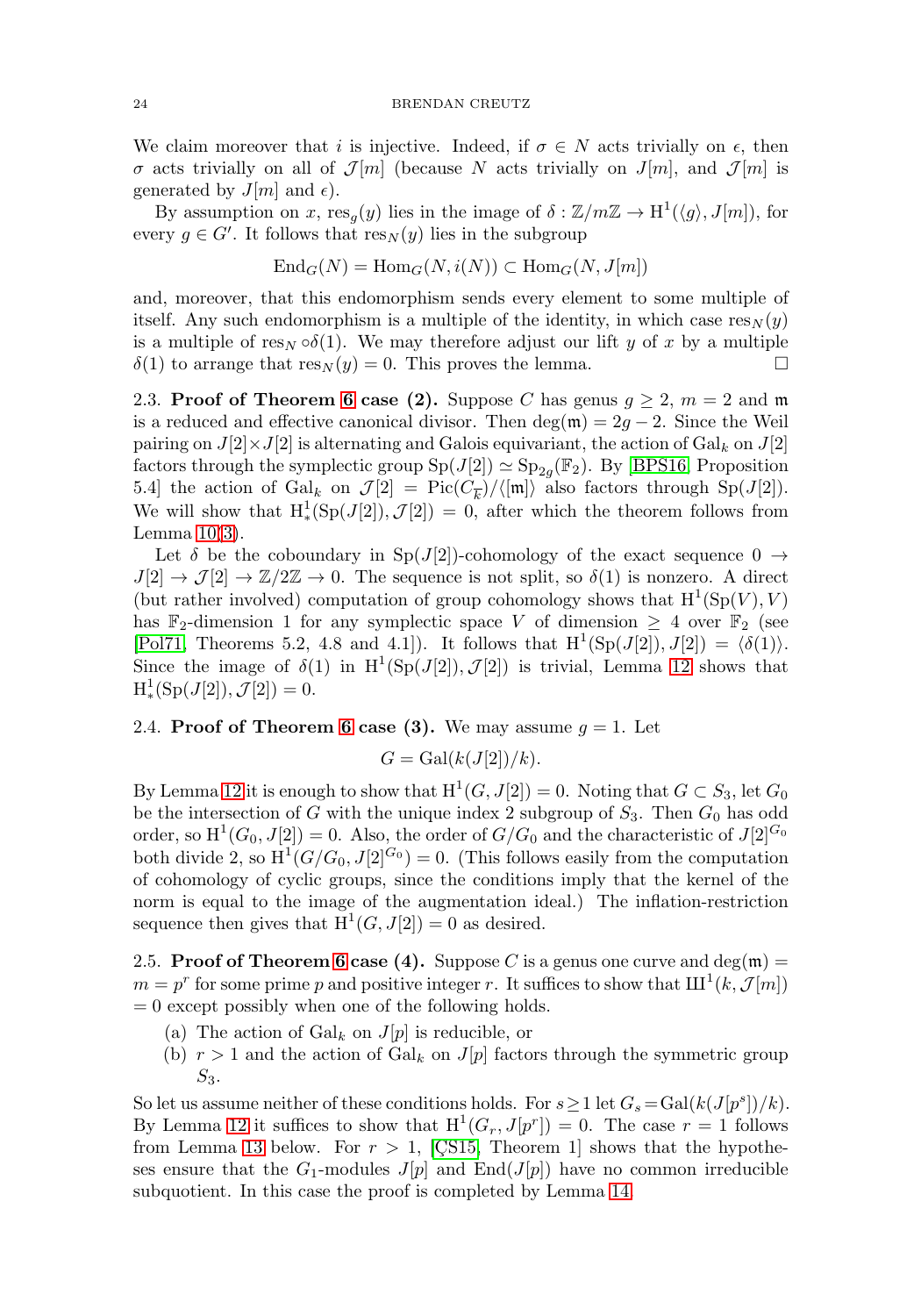We claim moreover that $i$ is injective. Indeed, if $\sigma \in N$ acts trivially on $\epsilon$, then $\sigma$ acts trivially on all of $\mathcal{J}[m]$ (because $N$ acts trivially on $J[m]$, and $\mathcal{J}[m]$ is generated by $J[m]$ and $\epsilon$).

By assumption on $x$, $\mathrm{res}_g(y)$ lies in the image of $\delta : \mathbb{Z}/m\mathbb{Z} \to \mathrm{H}^1(\langle g \rangle, J[m])$, for every $g \in G'$. It follows that $\mathrm{res}_N(y)$ lies in the subgroup

$$\mathrm{End}_G(N) = \mathrm{Hom}_G(N, i(N)) \subset \mathrm{Hom}_G(N, J[m])$$

and, moreover, that this endomorphism sends every element to some multiple of itself. Any such endomorphism is a multiple of the identity, in which case $\mathrm{res}_N(y)$ is a multiple of $\mathrm{res}_N \circ \delta(1)$. We may therefore adjust our lift $y$ of $x$ by a multiple $\delta(1)$ to arrange that $\mathrm{res}_N(y) = 0$. This proves the lemma. □

### 2.3. Proof of Theorem 6 case (2).

Suppose $C$ has genus $g \geq 2$, $m = 2$ and $\mathfrak{m}$ is a reduced and effective canonical divisor. Then $\deg(\mathfrak{m}) = 2g - 2$. Since the Weil pairing on $J[2] \times J[2]$ is alternating and Galois equivariant, the action of $\mathrm{Gal}_k$ on $J[2]$ factors through the symplectic group $\mathrm{Sp}(J[2]) \simeq \mathrm{Sp}_{2g}(\mathbb{F}_2)$. By [BPS16, Proposition 5.4] the action of $\mathrm{Gal}_k$ on $\mathcal{J}[2] = \mathrm{Pic}(C_{\overline{k}})/\langle [\mathfrak{m}] \rangle$ also factors through $\mathrm{Sp}(J[2])$. We will show that $\mathrm{H}^1_*(\mathrm{Sp}(J[2]), \mathcal{J}[2]) = 0$, after which the theorem follows from Lemma 10(3).

Let $\delta$ be the coboundary in $\mathrm{Sp}(J[2])$-cohomology of the exact sequence $0 \to J[2] \to \mathcal{J}[2] \to \mathbb{Z}/2\mathbb{Z} \to 0$. The sequence is not split, so $\delta(1)$ is nonzero. A direct (but rather involved) computation of group cohomology shows that $\mathrm{H}^1(\mathrm{Sp}(V), V)$ has $\mathbb{F}_2$-dimension 1 for any symplectic space $V$ of dimension $\geq 4$ over $\mathbb{F}_2$ (see [Pol71, Theorems 5.2, 4.8 and 4.1]). It follows that $\mathrm{H}^1(\mathrm{Sp}(J[2]), J[2]) = \langle \delta(1) \rangle$. Since the image of $\delta(1)$ in $\mathrm{H}^1(\mathrm{Sp}(J[2]), \mathcal{J}[2])$ is trivial, Lemma 12 shows that $\mathrm{H}^1_*(\mathrm{Sp}(J[2]), \mathcal{J}[2]) = 0$.

### 2.4. Proof of Theorem 6 case (3).

We may assume $g = 1$. Let

$$G = \mathrm{Gal}(k(J[2])/k).$$

By Lemma 12 it is enough to show that $\mathrm{H}^1(G, J[2]) = 0$. Noting that $G \subset S_3$, let $G_0$ be the intersection of $G$ with the unique index 2 subgroup of $S_3$. Then $G_0$ has odd order, so $\mathrm{H}^1(G_0, J[2]) = 0$. Also, the order of $G/G_0$ and the characteristic of $J[2]^{G_0}$ both divide 2, so $\mathrm{H}^1(G/G_0, J[2]^{G_0}) = 0$. (This follows easily from the computation of cohomology of cyclic groups, since the conditions imply that the kernel of the norm is equal to the image of the augmentation ideal.) The inflation-restriction sequence then gives that $\mathrm{H}^1(G, J[2]) = 0$ as desired.

### 2.5. Proof of Theorem 6 case (4).

Suppose $C$ is a genus one curve and $\deg(\mathfrak{m}) = m = p^r$ for some prime $p$ and positive integer $r$. It suffices to show that $\text{Ш}^1(k, \mathcal{J}[m]) = 0$ except possibly when one of the following holds.

(a) The action of $\mathrm{Gal}_k$ on $J[p]$ is reducible, or

(b) $r > 1$ and the action of $\mathrm{Gal}_k$ on $J[p]$ factors through the symmetric group $S_3$.

So let us assume neither of these conditions holds. For $s \geq 1$ let $G_s = \mathrm{Gal}(k(J[p^s])/k)$. By Lemma 12 it suffices to show that $\mathrm{H}^1(G_r, J[p^r]) = 0$. The case $r = 1$ follows from Lemma 13 below. For $r > 1$, [ÇS15, Theorem 1] shows that the hypotheses ensure that the $G_1$-modules $J[p]$ and $\mathrm{End}(J[p])$ have no common irreducible subquotient. In this case the proof is completed by Lemma 14.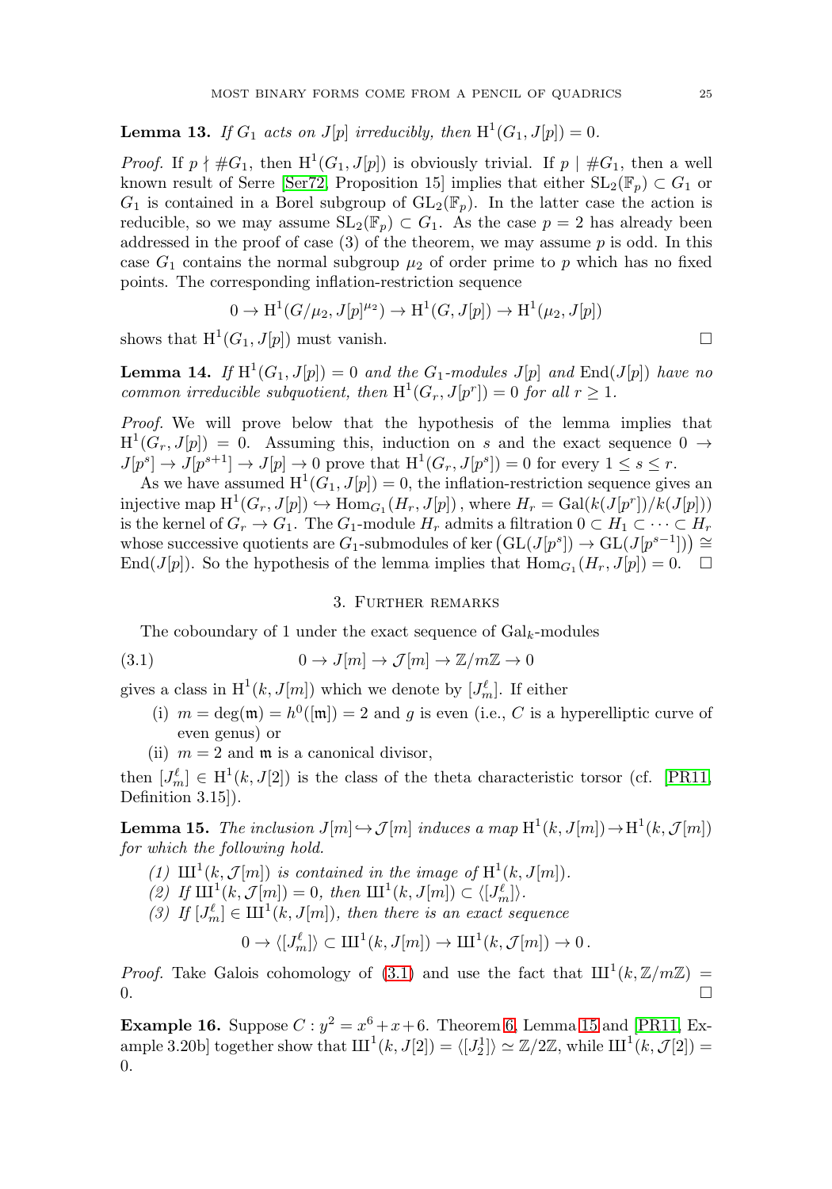**Lemma 13.** *If $G_1$ acts on $J[p]$ irreducibly, then $\mathrm{H}^1(G_1, J[p]) = 0$.*

*Proof.* If $p \nmid \#G_1$, then $\mathrm{H}^1(G_1, J[p])$ is obviously trivial. If $p \mid \#G_1$, then a well known result of Serre [Ser72, Proposition 15] implies that either $\mathrm{SL}_2(\mathbb{F}_p) \subset G_1$ or $G_1$ is contained in a Borel subgroup of $\mathrm{GL}_2(\mathbb{F}_p)$. In the latter case the action is reducible, so we may assume $\mathrm{SL}_2(\mathbb{F}_p) \subset G_1$. As the case $p = 2$ has already been addressed in the proof of case (3) of the theorem, we may assume $p$ is odd. In this case $G_1$ contains the normal subgroup $\mu_2$ of order prime to $p$ which has no fixed points. The corresponding inflation-restriction sequence

$$0 \to \mathrm{H}^1(G/\mu_2, J[p]^{\mu_2}) \to \mathrm{H}^1(G, J[p]) \to \mathrm{H}^1(\mu_2, J[p])$$

shows that $\mathrm{H}^1(G_1, J[p])$ must vanish. $\square$

**Lemma 14.** *If $\mathrm{H}^1(G_1, J[p]) = 0$ and the $G_1$-modules $J[p]$ and $\mathrm{End}(J[p])$ have no common irreducible subquotient, then $\mathrm{H}^1(G_r, J[p^r]) = 0$ for all $r \geq 1$.*

*Proof.* We will prove below that the hypothesis of the lemma implies that $\mathrm{H}^1(G_r, J[p]) = 0$. Assuming this, induction on $s$ and the exact sequence $0 \to J[p^s] \to J[p^{s+1}] \to J[p] \to 0$ prove that $\mathrm{H}^1(G_r, J[p^s]) = 0$ for every $1 \leq s \leq r$.

As we have assumed $\mathrm{H}^1(G_1, J[p]) = 0$, the inflation-restriction sequence gives an injective map $\mathrm{H}^1(G_r, J[p]) \hookrightarrow \mathrm{Hom}_{G_1}(H_r, J[p])$, where $H_r = \mathrm{Gal}(k(J[p^r])/k(J[p]))$ is the kernel of $G_r \to G_1$. The $G_1$-module $H_r$ admits a filtration $0 \subset H_1 \subset \cdots \subset H_r$ whose successive quotients are $G_1$-submodules of $\ker\left(\mathrm{GL}(J[p^s]) \to \mathrm{GL}(J[p^{s-1}])\right) \cong \mathrm{End}(J[p])$. So the hypothesis of the lemma implies that $\mathrm{Hom}_{G_1}(H_r, J[p]) = 0$. $\square$

## 3. Further remarks

The coboundary of 1 under the exact sequence of $\mathrm{Gal}_k$-modules

$$0 \to J[m] \to \mathcal{J}[m] \to \mathbb{Z}/m\mathbb{Z} \to 0 \tag{3.1}$$

gives a class in $\mathrm{H}^1(k, J[m])$ which we denote by $[J^\ell_m]$. If either

(i) $m = \deg(\mathfrak{m}) = h^0([\mathfrak{m}]) = 2$ and $g$ is even (i.e., $C$ is a hyperelliptic curve of even genus) or

(ii) $m = 2$ and $\mathfrak{m}$ is a canonical divisor,

then $[J^\ell_m] \in \mathrm{H}^1(k, J[2])$ is the class of the theta characteristic torsor (cf. [PR11, Definition 3.15]).

**Lemma 15.** *The inclusion $J[m] \hookrightarrow \mathcal{J}[m]$ induces a map $\mathrm{H}^1(k, J[m]) \to \mathrm{H}^1(k, \mathcal{J}[m])$ for which the following hold.*

*(1) $\text{Ш}^1(k, \mathcal{J}[m])$ is contained in the image of $\mathrm{H}^1(k, J[m])$.*

*(2) If $\text{Ш}^1(k, \mathcal{J}[m]) = 0$, then $\text{Ш}^1(k, J[m]) \subset \langle [J^\ell_m] \rangle$.*

*(3) If $[J^\ell_m] \in \text{Ш}^1(k, J[m])$, then there is an exact sequence*

$$0 \to \langle [J^\ell_m] \rangle \subset \text{Ш}^1(k, J[m]) \to \text{Ш}^1(k, \mathcal{J}[m]) \to 0\,.$$

*Proof.* Take Galois cohomology of (3.1) and use the fact that $\text{Ш}^1(k, \mathbb{Z}/m\mathbb{Z}) = 0$. $\square$

**Example 16.** Suppose $C : y^2 = x^6 + x + 6$. Theorem 6, Lemma 15 and [PR11, Example 3.20b] together show that $\text{Ш}^1(k, J[2]) = \langle [J^1_2] \rangle \simeq \mathbb{Z}/2\mathbb{Z}$, while $\text{Ш}^1(k, \mathcal{J}[2]) = 0$.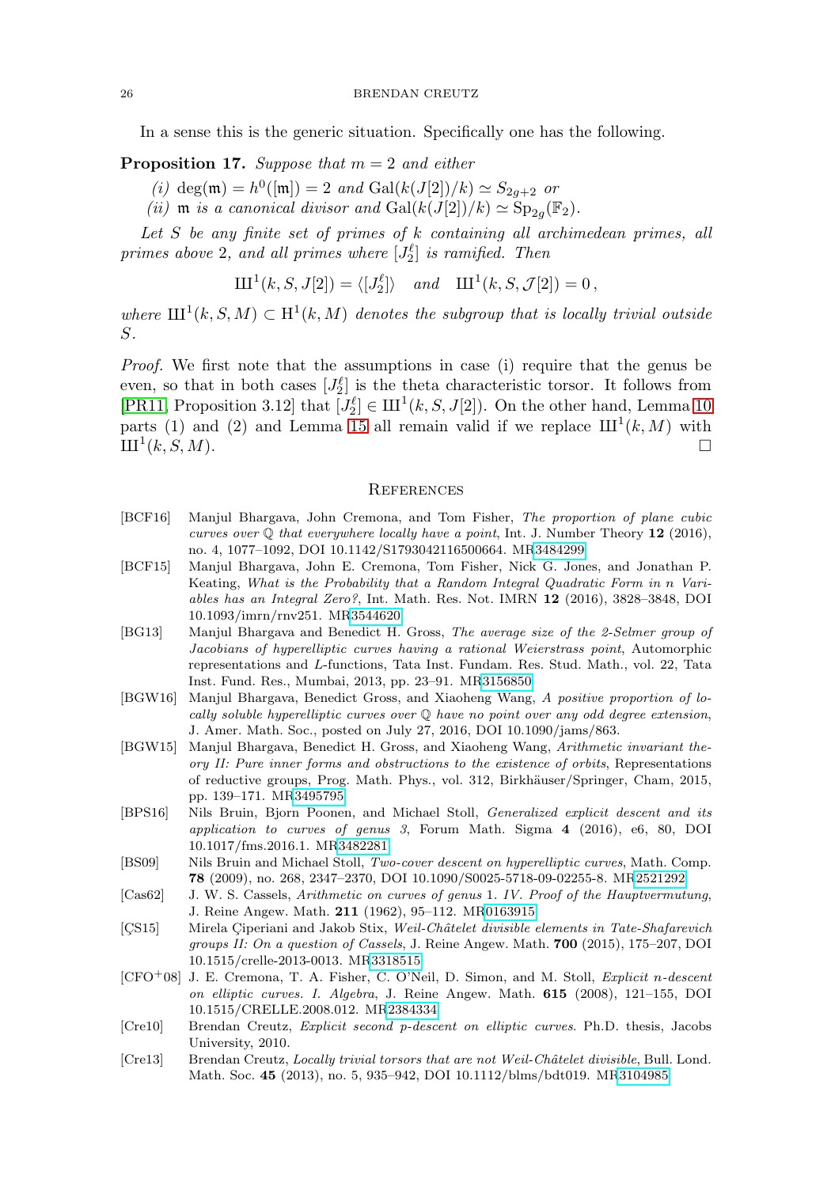In a sense this is the generic situation. Specifically one has the following.

**Proposition 17.** *Suppose that $m = 2$ and either*

*(i)* $\deg(\mathfrak{m}) = h^0([\mathfrak{m}]) = 2$ *and* $\mathrm{Gal}(k(J[2])/k) \simeq S_{2g+2}$ *or*

*(ii)* $\mathfrak{m}$ *is a canonical divisor and* $\mathrm{Gal}(k(J[2])/k) \simeq \mathrm{Sp}_{2g}(\mathbb{F}_2)$.

*Let $S$ be any finite set of primes of $k$ containing all archimedean primes, all primes above 2, and all primes where $[J_2^\ell]$ is ramified. Then*

$$Ш^1(k, S, J[2]) = \langle [J_2^\ell] \rangle \quad \text{and} \quad Ш^1(k, S, \mathcal{J}[2]) = 0\,,$$

*where $Ш^1(k, S, M) \subset \mathrm{H}^1(k, M)$ denotes the subgroup that is locally trivial outside $S$.*

*Proof.* We first note that the assumptions in case (i) require that the genus be even, so that in both cases $[J_2^\ell]$ is the theta characteristic torsor. It follows from [PR11, Proposition 3.12] that $[J_2^\ell] \in Ш^1(k, S, J[2])$. On the other hand, Lemma 10 parts (1) and (2) and Lemma 15 all remain valid if we replace $Ш^1(k, M)$ with $Ш^1(k, S, M)$. $\square$

## References

[BCF16] Manjul Bhargava, John Cremona, and Tom Fisher, *The proportion of plane cubic curves over $\mathbb{Q}$ that everywhere locally have a point*, Int. J. Number Theory **12** (2016), no. 4, 1077–1092, DOI 10.1142/S1793042116500664. MR3484299

[BCF15] Manjul Bhargava, John E. Cremona, Tom Fisher, Nick G. Jones, and Jonathan P. Keating, *What is the Probability that a Random Integral Quadratic Form in n Variables has an Integral Zero?*, Int. Math. Res. Not. IMRN **12** (2016), 3828–3848, DOI 10.1093/imrn/rnv251. MR3544620

[BG13] Manjul Bhargava and Benedict H. Gross, *The average size of the 2-Selmer group of Jacobians of hyperelliptic curves having a rational Weierstrass point*, Automorphic representations and L-functions, Tata Inst. Fundam. Res. Stud. Math., vol. 22, Tata Inst. Fund. Res., Mumbai, 2013, pp. 23–91. MR3156850

[BGW16] Manjul Bhargava, Benedict Gross, and Xiaoheng Wang, *A positive proportion of locally soluble hyperelliptic curves over $\mathbb{Q}$ have no point over any odd degree extension*, J. Amer. Math. Soc., posted on July 27, 2016, DOI 10.1090/jams/863.

[BGW15] Manjul Bhargava, Benedict H. Gross, and Xiaoheng Wang, *Arithmetic invariant theory II: Pure inner forms and obstructions to the existence of orbits*, Representations of reductive groups, Prog. Math. Phys., vol. 312, Birkhäuser/Springer, Cham, 2015, pp. 139–171. MR3495795

[BPS16] Nils Bruin, Bjorn Poonen, and Michael Stoll, *Generalized explicit descent and its application to curves of genus 3*, Forum Math. Sigma **4** (2016), e6, 80, DOI 10.1017/fms.2016.1. MR3482281

[BS09] Nils Bruin and Michael Stoll, *Two-cover descent on hyperelliptic curves*, Math. Comp. **78** (2009), no. 268, 2347–2370, DOI 10.1090/S0025-5718-09-02255-8. MR2521292

[Cas62] J. W. S. Cassels, *Arithmetic on curves of genus 1. IV. Proof of the Hauptvermutung*, J. Reine Angew. Math. **211** (1962), 95–112. MR0163915

[ÇS15] Mirela Çiperiani and Jakob Stix, *Weil-Châtelet divisible elements in Tate-Shafarevich groups II: On a question of Cassels*, J. Reine Angew. Math. **700** (2015), 175–207, DOI 10.1515/crelle-2013-0013. MR3318515

[CFO+08] J. E. Cremona, T. A. Fisher, C. O'Neil, D. Simon, and M. Stoll, *Explicit n-descent on elliptic curves. I. Algebra*, J. Reine Angew. Math. **615** (2008), 121–155, DOI 10.1515/CRELLE.2008.012. MR2384334

[Cre10] Brendan Creutz, *Explicit second p-descent on elliptic curves*. Ph.D. thesis, Jacobs University, 2010.

[Cre13] Brendan Creutz, *Locally trivial torsors that are not Weil-Châtelet divisible*, Bull. Lond. Math. Soc. **45** (2013), no. 5, 935–942, DOI 10.1112/blms/bdt019. MR3104985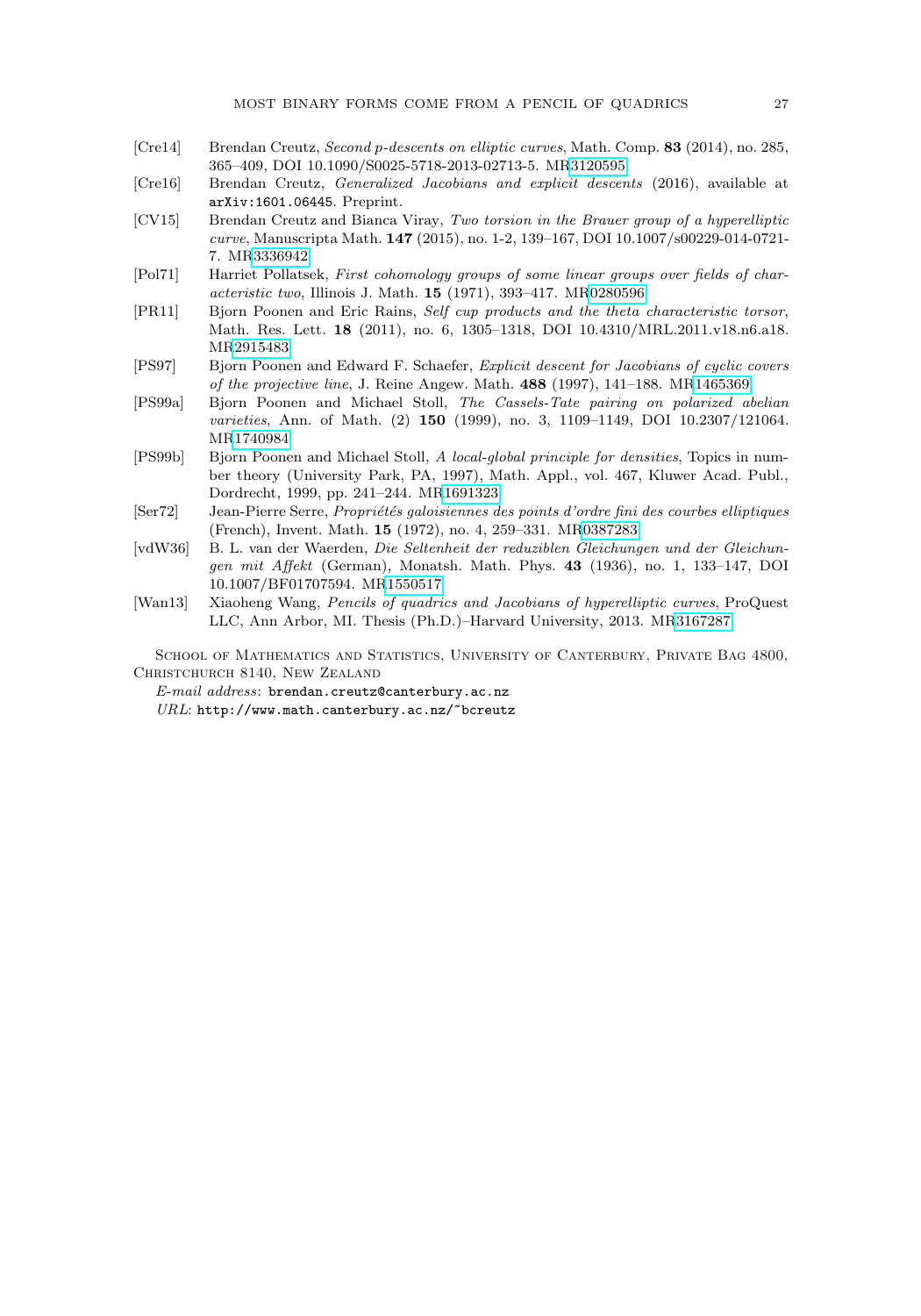[Cre14] Brendan Creutz, *Second p-descents on elliptic curves*, Math. Comp. **83** (2014), no. 285, 365–409, DOI 10.1090/S0025-5718-2013-02713-5. MR3120595

[Cre16] Brendan Creutz, *Generalized Jacobians and explicit descents* (2016), available at arXiv:1601.06445. Preprint.

[CV15] Brendan Creutz and Bianca Viray, *Two torsion in the Brauer group of a hyperelliptic curve*, Manuscripta Math. **147** (2015), no. 1-2, 139–167, DOI 10.1007/s00229-014-0721-7. MR3336942

[Pol71] Harriet Pollatsek, *First cohomology groups of some linear groups over fields of characteristic two*, Illinois J. Math. **15** (1971), 393–417. MR0280596

[PR11] Bjorn Poonen and Eric Rains, *Self cup products and the theta characteristic torsor*, Math. Res. Lett. **18** (2011), no. 6, 1305–1318, DOI 10.4310/MRL.2011.v18.n6.a18. MR2915483

[PS97] Bjorn Poonen and Edward F. Schaefer, *Explicit descent for Jacobians of cyclic covers of the projective line*, J. Reine Angew. Math. **488** (1997), 141–188. MR1465369

[PS99a] Bjorn Poonen and Michael Stoll, *The Cassels-Tate pairing on polarized abelian varieties*, Ann. of Math. (2) **150** (1999), no. 3, 1109–1149, DOI 10.2307/121064. MR1740984

[PS99b] Bjorn Poonen and Michael Stoll, *A local-global principle for densities*, Topics in number theory (University Park, PA, 1997), Math. Appl., vol. 467, Kluwer Acad. Publ., Dordrecht, 1999, pp. 241–244. MR1691323

[Ser72] Jean-Pierre Serre, *Propriétés galoisiennes des points d'ordre fini des courbes elliptiques* (French), Invent. Math. **15** (1972), no. 4, 259–331. MR0387283

[vdW36] B. L. van der Waerden, *Die Seltenheit der reduziblen Gleichungen und der Gleichungen mit Affekt* (German), Monatsh. Math. Phys. **43** (1936), no. 1, 133–147, DOI 10.1007/BF01707594. MR1550517

[Wan13] Xiaoheng Wang, *Pencils of quadrics and Jacobians of hyperelliptic curves*, ProQuest LLC, Ann Arbor, MI. Thesis (Ph.D.)–Harvard University, 2013. MR3167287

School of Mathematics and Statistics, University of Canterbury, Private Bag 4800, Christchurch 8140, New Zealand

*E-mail address*: brendan.creutz@canterbury.ac.nz

*URL*: http://www.math.canterbury.ac.nz/~bcreutz